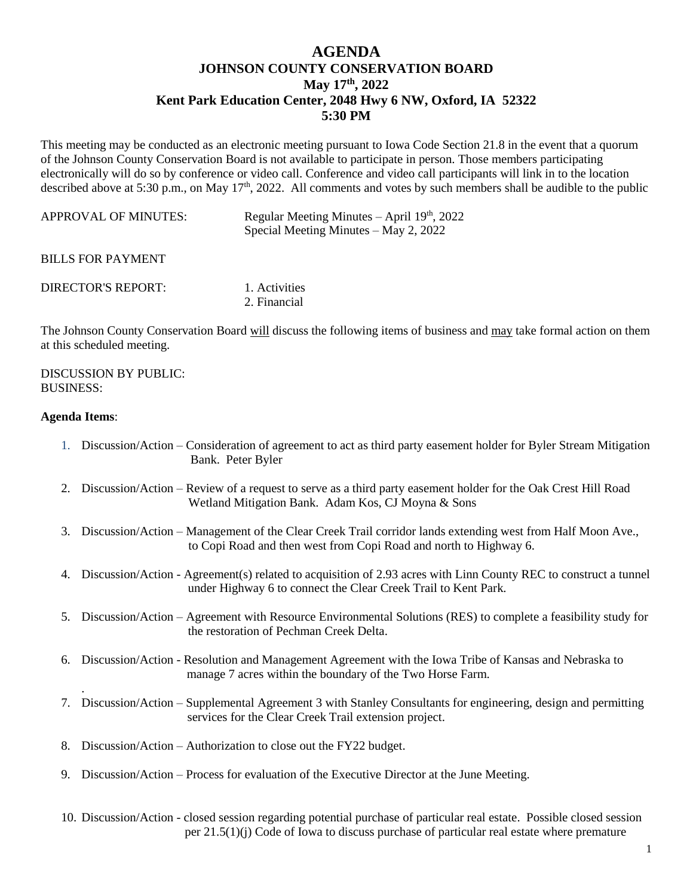# AGENDA
## JOHNSON COUNTY CONSERVATION BOARD
## May 17th, 2022
## Kent Park Education Center, 2048 Hwy 6 NW, Oxford, IA 52322
## 5:30 PM

This meeting may be conducted as an electronic meeting pursuant to Iowa Code Section 21.8 in the event that a quorum of the Johnson County Conservation Board is not available to participate in person. Those members participating electronically will do so by conference or video call. Conference and video call participants will link in to the location described above at 5:30 p.m., on May 17th, 2022. All comments and votes by such members shall be audible to the public

APPROVAL OF MINUTES: Regular Meeting Minutes – April 19th, 2022
Special Meeting Minutes – May 2, 2022

BILLS FOR PAYMENT

DIRECTOR'S REPORT:
1. Activities
2. Financial

The Johnson County Conservation Board will discuss the following items of business and may take formal action on them at this scheduled meeting.

DISCUSSION BY PUBLIC:
BUSINESS:

**Agenda Items**:

1. Discussion/Action – Consideration of agreement to act as third party easement holder for Byler Stream Mitigation Bank. Peter Byler
2. Discussion/Action – Review of a request to serve as a third party easement holder for the Oak Crest Hill Road Wetland Mitigation Bank. Adam Kos, CJ Moyna & Sons
3. Discussion/Action – Management of the Clear Creek Trail corridor lands extending west from Half Moon Ave., to Copi Road and then west from Copi Road and north to Highway 6.
4. Discussion/Action - Agreement(s) related to acquisition of 2.93 acres with Linn County REC to construct a tunnel under Highway 6 to connect the Clear Creek Trail to Kent Park.
5. Discussion/Action – Agreement with Resource Environmental Solutions (RES) to complete a feasibility study for the restoration of Pechman Creek Delta.
6. Discussion/Action - Resolution and Management Agreement with the Iowa Tribe of Kansas and Nebraska to manage 7 acres within the boundary of the Two Horse Farm.
7. Discussion/Action – Supplemental Agreement 3 with Stanley Consultants for engineering, design and permitting services for the Clear Creek Trail extension project.
8. Discussion/Action – Authorization to close out the FY22 budget.
9. Discussion/Action – Process for evaluation of the Executive Director at the June Meeting.
10. Discussion/Action - closed session regarding potential purchase of particular real estate. Possible closed session per 21.5(1)(j) Code of Iowa to discuss purchase of particular real estate where premature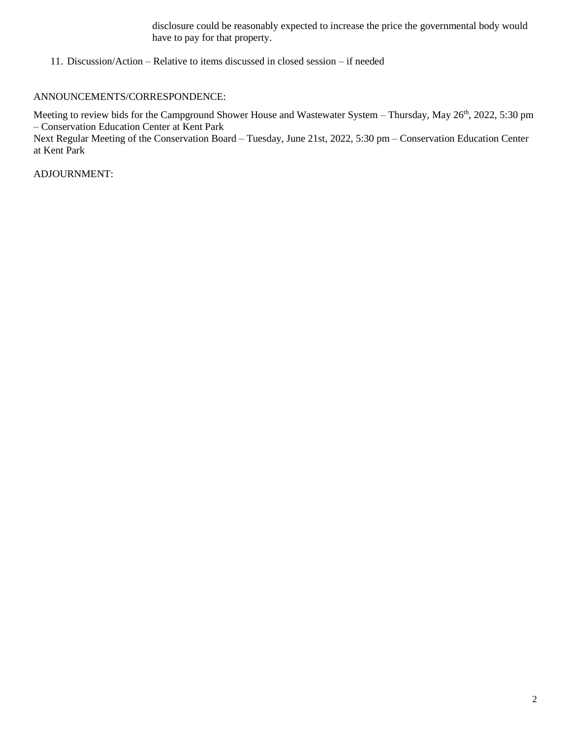disclosure could be reasonably expected to increase the price the governmental body would have to pay for that property.

11. Discussion/Action – Relative to items discussed in closed session – if needed

ANNOUNCEMENTS/CORRESPONDENCE:

Meeting to review bids for the Campground Shower House and Wastewater System – Thursday, May 26th, 2022, 5:30 pm – Conservation Education Center at Kent Park

Next Regular Meeting of the Conservation Board – Tuesday, June 21st, 2022, 5:30 pm – Conservation Education Center at Kent Park

ADJOURNMENT: